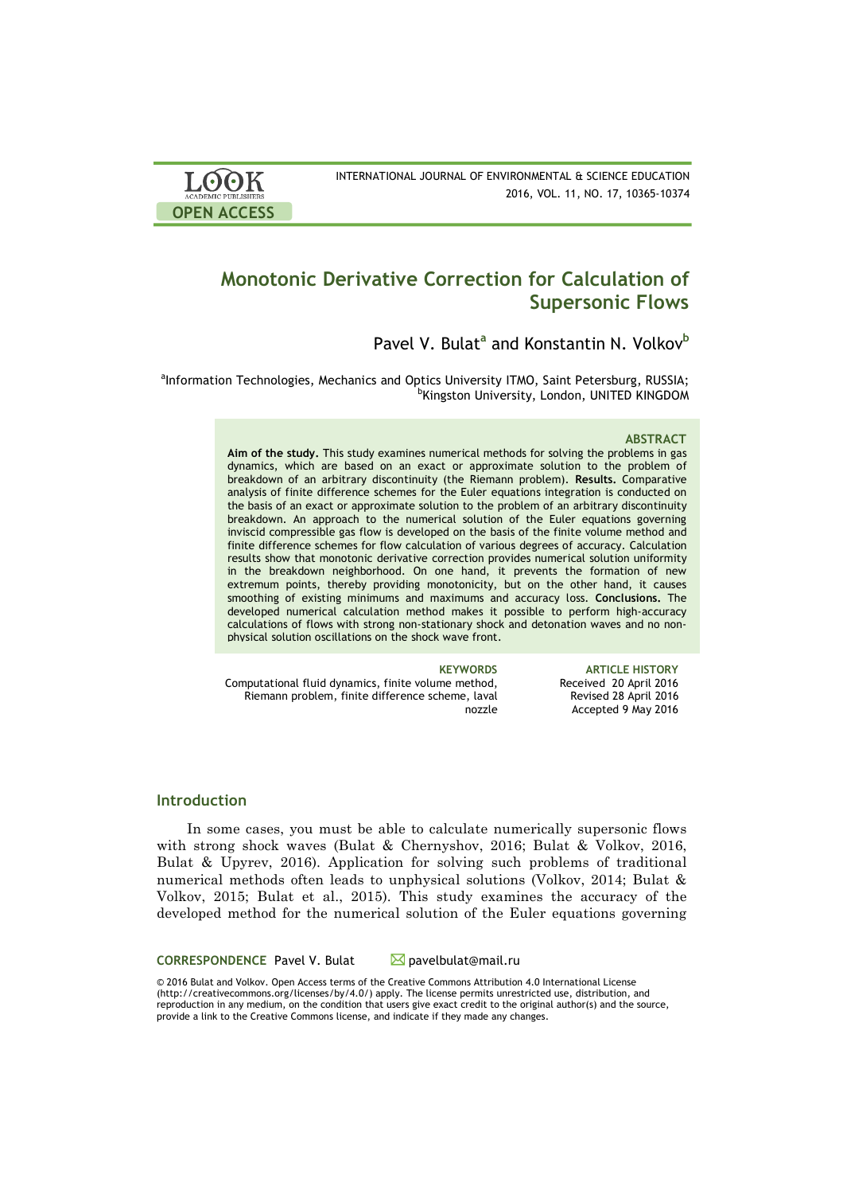# Monotonic Derivative Correction for Calculation of Supersonic Flows

Pavel V. Bulat[a] and Konstantin N. Volkov[b]

[a]Information Technologies, Mechanics and Optics University ITMO, Saint Petersburg, RUSSIA;
[b]Kingston University, London, UNITED KINGDOM

### ABSTRACT

**Aim of the study.** This study examines numerical methods for solving the problems in gas dynamics, which are based on an exact or approximate solution to the problem of breakdown of an arbitrary discontinuity (the Riemann problem). **Results.** Comparative analysis of finite difference schemes for the Euler equations integration is conducted on the basis of an exact or approximate solution to the problem of an arbitrary discontinuity breakdown. An approach to the numerical solution of the Euler equations governing inviscid compressible gas flow is developed on the basis of the finite volume method and finite difference schemes for flow calculation of various degrees of accuracy. Calculation results show that monotonic derivative correction provides numerical solution uniformity in the breakdown neighborhood. On one hand, it prevents the formation of new extremum points, thereby providing monotonicity, but on the other hand, it causes smoothing of existing minimums and maximums and accuracy loss. **Conclusions.** The developed numerical calculation method makes it possible to perform high-accuracy calculations of flows with strong non-stationary shock and detonation waves and no non-physical solution oscillations on the shock wave front.

**KEYWORDS**

Computational fluid dynamics, finite volume method, Riemann problem, finite difference scheme, laval nozzle

**ARTICLE HISTORY**

Received 20 April 2016
Revised 28 April 2016
Accepted 9 May 2016

## Introduction

In some cases, you must be able to calculate numerically supersonic flows with strong shock waves (Bulat & Chernyshov, 2016; Bulat & Volkov, 2016, Bulat & Upyrev, 2016). Application for solving such problems of traditional numerical methods often leads to unphysical solutions (Volkov, 2014; Bulat & Volkov, 2015; Bulat et al., 2015). This study examines the accuracy of the developed method for the numerical solution of the Euler equations governing

**CORRESPONDENCE** Pavel V. Bulat pavelbulat@mail.ru

© 2016 Bulat and Volkov. Open Access terms of the Creative Commons Attribution 4.0 International License (http://creativecommons.org/licenses/by/4.0/) apply. The license permits unrestricted use, distribution, and reproduction in any medium, on the condition that users give exact credit to the original author(s) and the source, provide a link to the Creative Commons license, and indicate if they made any changes.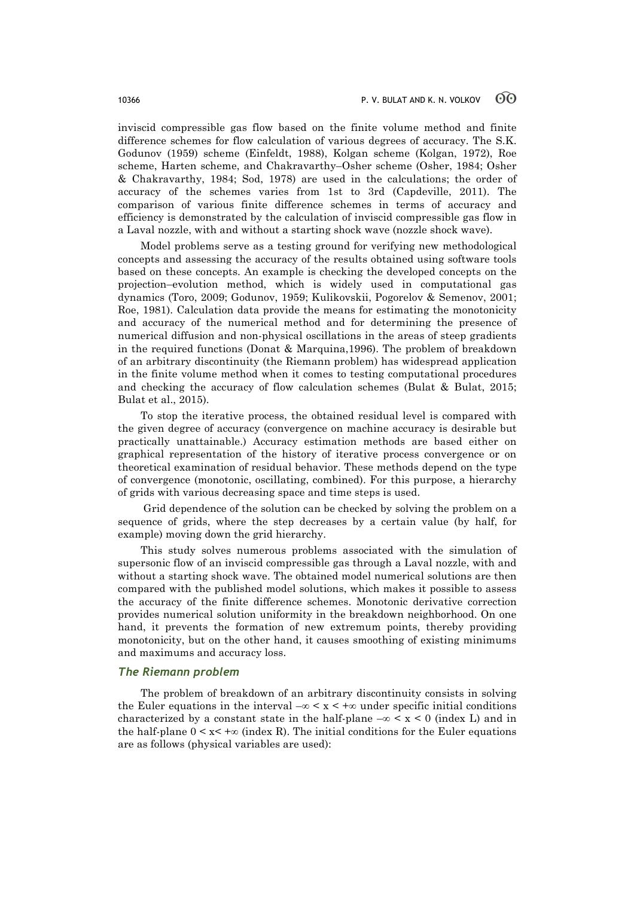inviscid compressible gas flow based on the finite volume method and finite difference schemes for flow calculation of various degrees of accuracy. The S.K. Godunov (1959) scheme (Einfeldt, 1988), Kolgan scheme (Kolgan, 1972), Roe scheme, Harten scheme, and Chakravarthy–Osher scheme (Osher, 1984; Osher & Chakravarthy, 1984; Sod, 1978) are used in the calculations; the order of accuracy of the schemes varies from 1st to 3rd (Capdeville, 2011). The comparison of various finite difference schemes in terms of accuracy and efficiency is demonstrated by the calculation of inviscid compressible gas flow in a Laval nozzle, with and without a starting shock wave (nozzle shock wave).

Model problems serve as a testing ground for verifying new methodological concepts and assessing the accuracy of the results obtained using software tools based on these concepts. An example is checking the developed concepts on the projection–evolution method, which is widely used in computational gas dynamics (Toro, 2009; Godunov, 1959; Kulikovskii, Pogorelov & Semenov, 2001; Roe, 1981). Calculation data provide the means for estimating the monotonicity and accuracy of the numerical method and for determining the presence of numerical diffusion and non-physical oscillations in the areas of steep gradients in the required functions (Donat & Marquina,1996). The problem of breakdown of an arbitrary discontinuity (the Riemann problem) has widespread application in the finite volume method when it comes to testing computational procedures and checking the accuracy of flow calculation schemes (Bulat & Bulat, 2015; Bulat et al., 2015).

To stop the iterative process, the obtained residual level is compared with the given degree of accuracy (convergence on machine accuracy is desirable but practically unattainable.) Accuracy estimation methods are based either on graphical representation of the history of iterative process convergence or on theoretical examination of residual behavior. These methods depend on the type of convergence (monotonic, oscillating, combined). For this purpose, a hierarchy of grids with various decreasing space and time steps is used.

Grid dependence of the solution can be checked by solving the problem on a sequence of grids, where the step decreases by a certain value (by half, for example) moving down the grid hierarchy.

This study solves numerous problems associated with the simulation of supersonic flow of an inviscid compressible gas through a Laval nozzle, with and without a starting shock wave. The obtained model numerical solutions are then compared with the published model solutions, which makes it possible to assess the accuracy of the finite difference schemes. Monotonic derivative correction provides numerical solution uniformity in the breakdown neighborhood. On one hand, it prevents the formation of new extremum points, thereby providing monotonicity, but on the other hand, it causes smoothing of existing minimums and maximums and accuracy loss.

### *The Riemann problem*

The problem of breakdown of an arbitrary discontinuity consists in solving the Euler equations in the interval $-\infty < x < +\infty$ under specific initial conditions characterized by a constant state in the half-plane $-\infty < x < 0$ (index L) and in the half-plane $0 < x < +\infty$ (index R). The initial conditions for the Euler equations are as follows (physical variables are used):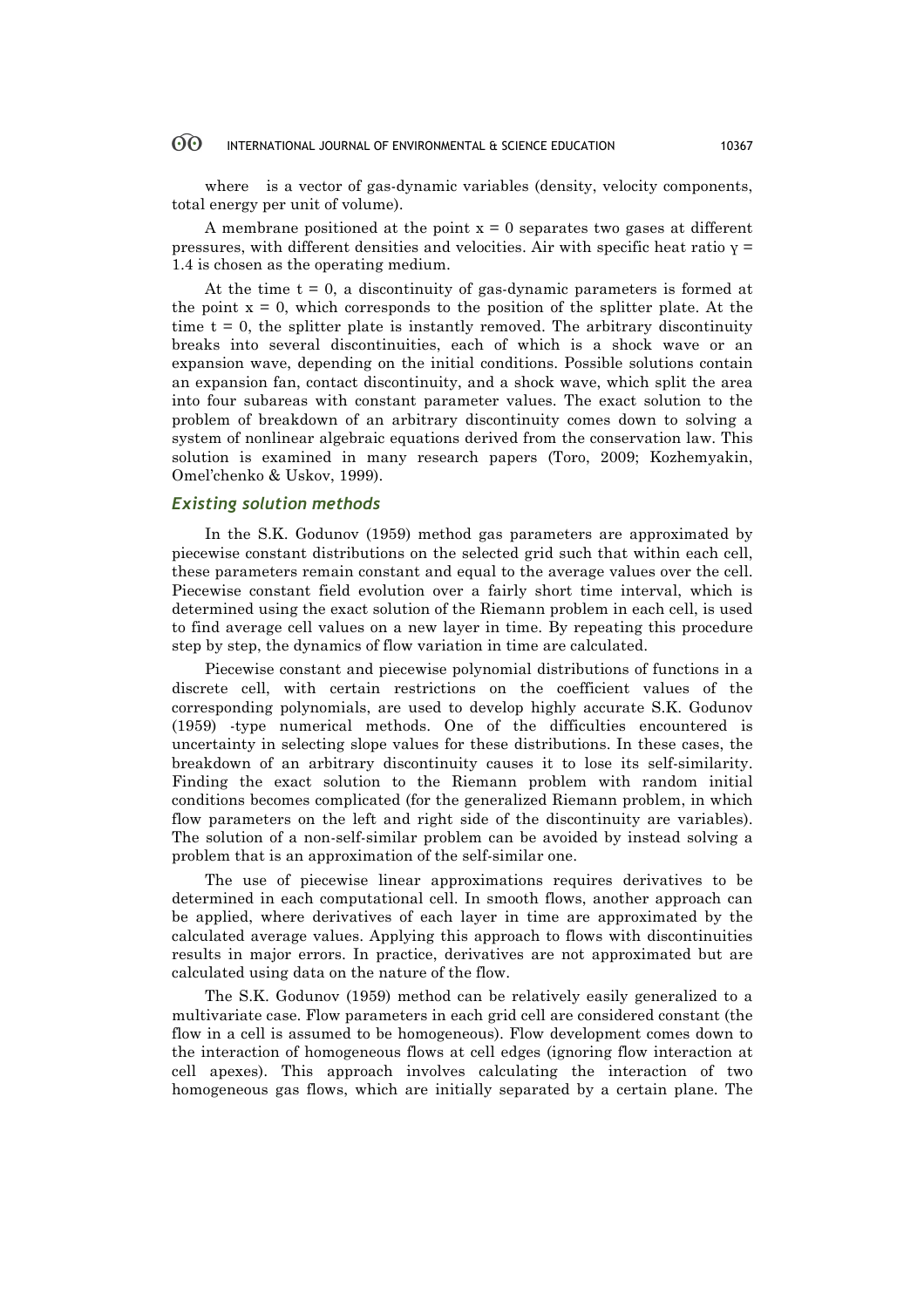where  is a vector of gas-dynamic variables (density, velocity components, total energy per unit of volume).

A membrane positioned at the point x = 0 separates two gases at different pressures, with different densities and velocities. Air with specific heat ratio $\gamma = 1.4$ is chosen as the operating medium.

At the time t = 0, a discontinuity of gas-dynamic parameters is formed at the point x = 0, which corresponds to the position of the splitter plate. At the time t = 0, the splitter plate is instantly removed. The arbitrary discontinuity breaks into several discontinuities, each of which is a shock wave or an expansion wave, depending on the initial conditions. Possible solutions contain an expansion fan, contact discontinuity, and a shock wave, which split the area into four subareas with constant parameter values. The exact solution to the problem of breakdown of an arbitrary discontinuity comes down to solving a system of nonlinear algebraic equations derived from the conservation law. This solution is examined in many research papers (Toro, 2009; Kozhemyakin, Omel'chenko & Uskov, 1999).

### *Existing solution methods*

In the S.K. Godunov (1959) method gas parameters are approximated by piecewise constant distributions on the selected grid such that within each cell, these parameters remain constant and equal to the average values over the cell. Piecewise constant field evolution over a fairly short time interval, which is determined using the exact solution of the Riemann problem in each cell, is used to find average cell values on a new layer in time. By repeating this procedure step by step, the dynamics of flow variation in time are calculated.

Piecewise constant and piecewise polynomial distributions of functions in a discrete cell, with certain restrictions on the coefficient values of the corresponding polynomials, are used to develop highly accurate S.K. Godunov (1959) -type numerical methods. One of the difficulties encountered is uncertainty in selecting slope values for these distributions. In these cases, the breakdown of an arbitrary discontinuity causes it to lose its self-similarity. Finding the exact solution to the Riemann problem with random initial conditions becomes complicated (for the generalized Riemann problem, in which flow parameters on the left and right side of the discontinuity are variables). The solution of a non-self-similar problem can be avoided by instead solving a problem that is an approximation of the self-similar one.

The use of piecewise linear approximations requires derivatives to be determined in each computational cell. In smooth flows, another approach can be applied, where derivatives of each layer in time are approximated by the calculated average values. Applying this approach to flows with discontinuities results in major errors. In practice, derivatives are not approximated but are calculated using data on the nature of the flow.

The S.K. Godunov (1959) method can be relatively easily generalized to a multivariate case. Flow parameters in each grid cell are considered constant (the flow in a cell is assumed to be homogeneous). Flow development comes down to the interaction of homogeneous flows at cell edges (ignoring flow interaction at cell apexes). This approach involves calculating the interaction of two homogeneous gas flows, which are initially separated by a certain plane. The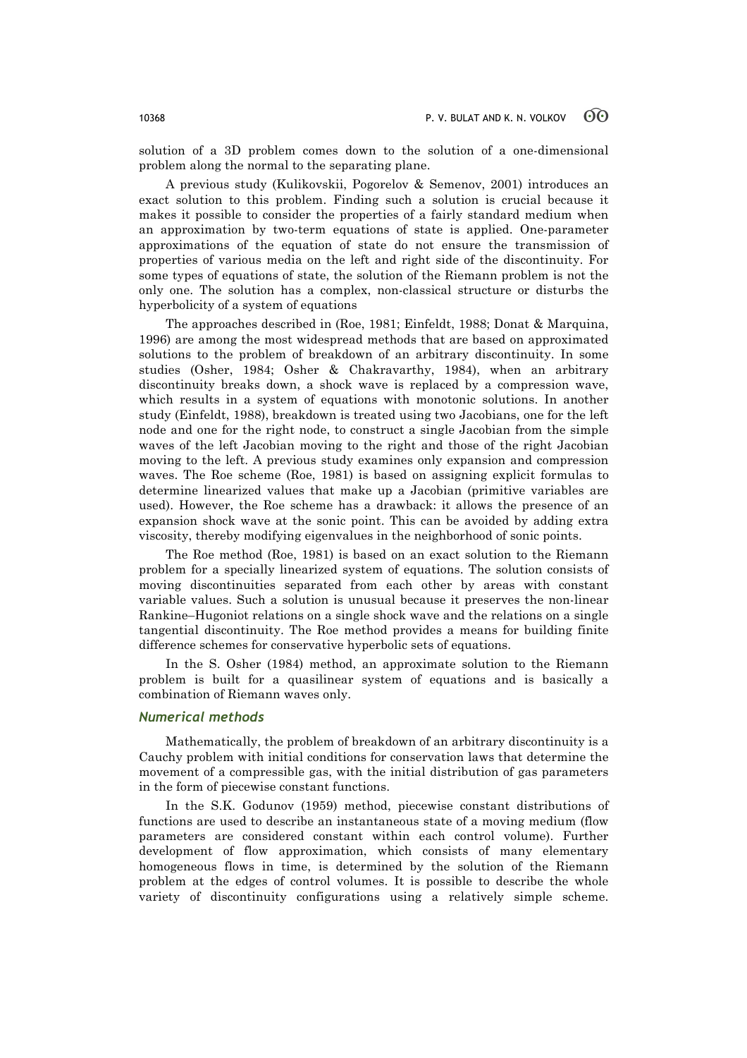solution of a 3D problem comes down to the solution of a one-dimensional problem along the normal to the separating plane.

A previous study (Kulikovskii, Pogorelov & Semenov, 2001) introduces an exact solution to this problem. Finding such a solution is crucial because it makes it possible to consider the properties of a fairly standard medium when an approximation by two-term equations of state is applied. One-parameter approximations of the equation of state do not ensure the transmission of properties of various media on the left and right side of the discontinuity. For some types of equations of state, the solution of the Riemann problem is not the only one. The solution has a complex, non-classical structure or disturbs the hyperbolicity of a system of equations

The approaches described in (Roe, 1981; Einfeldt, 1988; Donat & Marquina, 1996) are among the most widespread methods that are based on approximated solutions to the problem of breakdown of an arbitrary discontinuity. In some studies (Osher, 1984; Osher & Chakravarthy, 1984), when an arbitrary discontinuity breaks down, a shock wave is replaced by a compression wave, which results in a system of equations with monotonic solutions. In another study (Einfeldt, 1988), breakdown is treated using two Jacobians, one for the left node and one for the right node, to construct a single Jacobian from the simple waves of the left Jacobian moving to the right and those of the right Jacobian moving to the left. A previous study examines only expansion and compression waves. The Roe scheme (Roe, 1981) is based on assigning explicit formulas to determine linearized values that make up a Jacobian (primitive variables are used). However, the Roe scheme has a drawback: it allows the presence of an expansion shock wave at the sonic point. This can be avoided by adding extra viscosity, thereby modifying eigenvalues in the neighborhood of sonic points.

The Roe method (Roe, 1981) is based on an exact solution to the Riemann problem for a specially linearized system of equations. The solution consists of moving discontinuities separated from each other by areas with constant variable values. Such a solution is unusual because it preserves the non-linear Rankine–Hugoniot relations on a single shock wave and the relations on a single tangential discontinuity. The Roe method provides a means for building finite difference schemes for conservative hyperbolic sets of equations.

In the S. Osher (1984) method, an approximate solution to the Riemann problem is built for a quasilinear system of equations and is basically a combination of Riemann waves only.

### *Numerical methods*

Mathematically, the problem of breakdown of an arbitrary discontinuity is a Cauchy problem with initial conditions for conservation laws that determine the movement of a compressible gas, with the initial distribution of gas parameters in the form of piecewise constant functions.

In the S.K. Godunov (1959) method, piecewise constant distributions of functions are used to describe an instantaneous state of a moving medium (flow parameters are considered constant within each control volume). Further development of flow approximation, which consists of many elementary homogeneous flows in time, is determined by the solution of the Riemann problem at the edges of control volumes. It is possible to describe the whole variety of discontinuity configurations using a relatively simple scheme.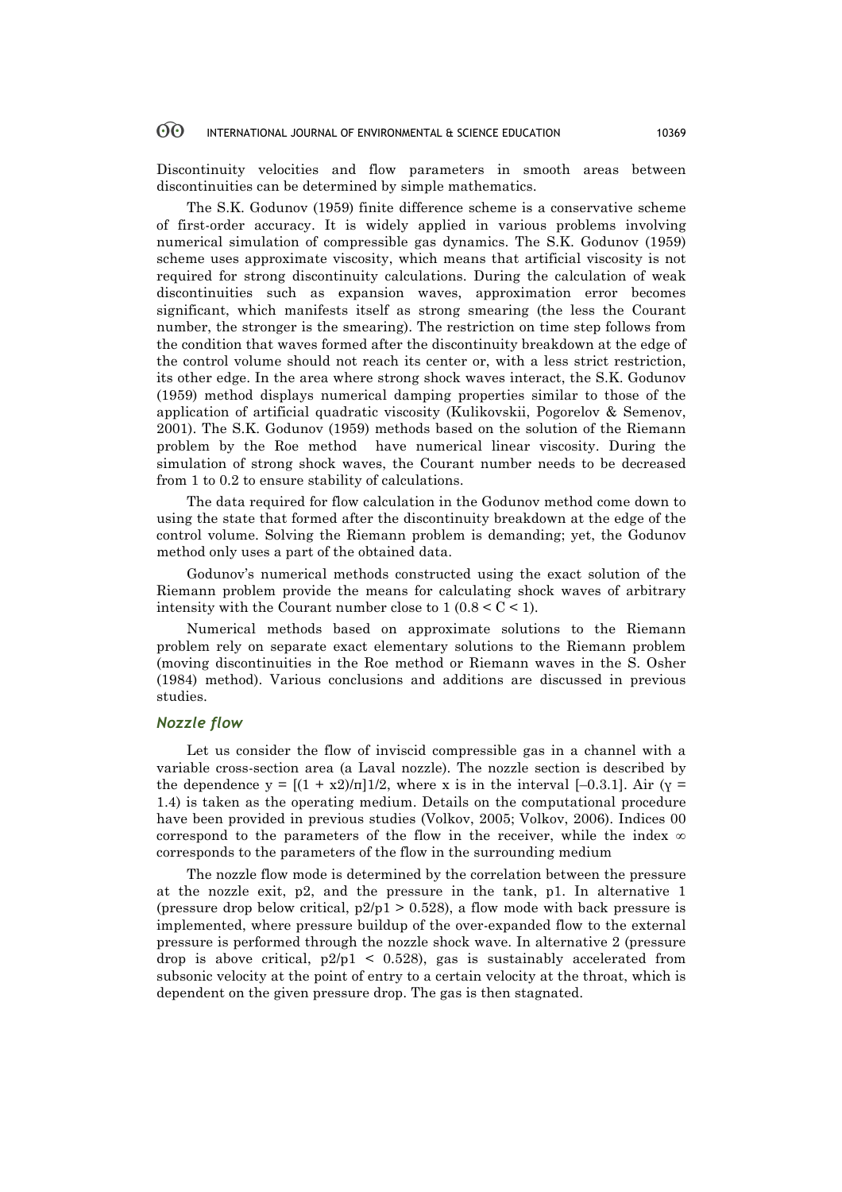Discontinuity velocities and flow parameters in smooth areas between discontinuities can be determined by simple mathematics.

The S.K. Godunov (1959) finite difference scheme is a conservative scheme of first-order accuracy. It is widely applied in various problems involving numerical simulation of compressible gas dynamics. The S.K. Godunov (1959) scheme uses approximate viscosity, which means that artificial viscosity is not required for strong discontinuity calculations. During the calculation of weak discontinuities such as expansion waves, approximation error becomes significant, which manifests itself as strong smearing (the less the Courant number, the stronger is the smearing). The restriction on time step follows from the condition that waves formed after the discontinuity breakdown at the edge of the control volume should not reach its center or, with a less strict restriction, its other edge. In the area where strong shock waves interact, the S.K. Godunov (1959) method displays numerical damping properties similar to those of the application of artificial quadratic viscosity (Kulikovskii, Pogorelov & Semenov, 2001). The S.K. Godunov (1959) methods based on the solution of the Riemann problem by the Roe method have numerical linear viscosity. During the simulation of strong shock waves, the Courant number needs to be decreased from 1 to 0.2 to ensure stability of calculations.

The data required for flow calculation in the Godunov method come down to using the state that formed after the discontinuity breakdown at the edge of the control volume. Solving the Riemann problem is demanding; yet, the Godunov method only uses a part of the obtained data.

Godunov's numerical methods constructed using the exact solution of the Riemann problem provide the means for calculating shock waves of arbitrary intensity with the Courant number close to 1 ($0.8 < C < 1$).

Numerical methods based on approximate solutions to the Riemann problem rely on separate exact elementary solutions to the Riemann problem (moving discontinuities in the Roe method or Riemann waves in the S. Osher (1984) method). Various conclusions and additions are discussed in previous studies.

### *Nozzle flow*

Let us consider the flow of inviscid compressible gas in a channel with a variable cross-section area (a Laval nozzle). The nozzle section is described by the dependence $y = [(1 + x^2)/\pi]^{1/2}$, where x is in the interval [–0.3.1]. Air ($\gamma = 1.4$) is taken as the operating medium. Details on the computational procedure have been provided in previous studies (Volkov, 2005; Volkov, 2006). Indices 00 correspond to the parameters of the flow in the receiver, while the index $\infty$ corresponds to the parameters of the flow in the surrounding medium

The nozzle flow mode is determined by the correlation between the pressure at the nozzle exit, $p_2$, and the pressure in the tank, $p_1$. In alternative 1 (pressure drop below critical, $p_2/p_1 > 0.528$), a flow mode with back pressure is implemented, where pressure buildup of the over-expanded flow to the external pressure is performed through the nozzle shock wave. In alternative 2 (pressure drop is above critical, $p_2/p_1 < 0.528$), gas is sustainably accelerated from subsonic velocity at the point of entry to a certain velocity at the throat, which is dependent on the given pressure drop. The gas is then stagnated.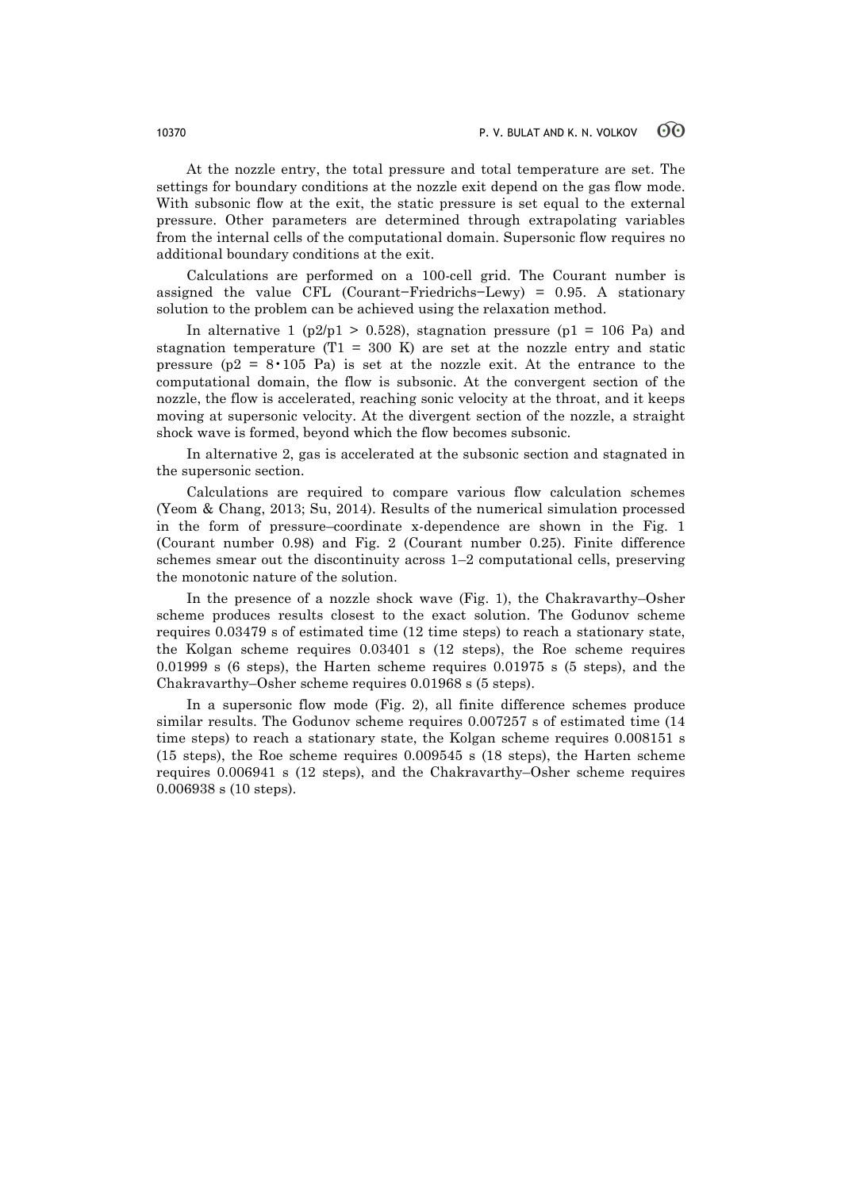At the nozzle entry, the total pressure and total temperature are set. The settings for boundary conditions at the nozzle exit depend on the gas flow mode. With subsonic flow at the exit, the static pressure is set equal to the external pressure. Other parameters are determined through extrapolating variables from the internal cells of the computational domain. Supersonic flow requires no additional boundary conditions at the exit.

Calculations are performed on a 100-cell grid. The Courant number is assigned the value CFL (Courant−Friedrichs−Lewy) = 0.95. A stationary solution to the problem can be achieved using the relaxation method.

In alternative 1 ($p2/p1 > 0.528$), stagnation pressure ($p1 = 106$ Pa) and stagnation temperature ($T1 = 300$ K) are set at the nozzle entry and static pressure ($p2 = 8 \cdot 105$ Pa) is set at the nozzle exit. At the entrance to the computational domain, the flow is subsonic. At the convergent section of the nozzle, the flow is accelerated, reaching sonic velocity at the throat, and it keeps moving at supersonic velocity. At the divergent section of the nozzle, a straight shock wave is formed, beyond which the flow becomes subsonic.

In alternative 2, gas is accelerated at the subsonic section and stagnated in the supersonic section.

Calculations are required to compare various flow calculation schemes (Yeom & Chang, 2013; Su, 2014). Results of the numerical simulation processed in the form of pressure–coordinate x-dependence are shown in the Fig. 1 (Courant number 0.98) and Fig. 2 (Courant number 0.25). Finite difference schemes smear out the discontinuity across 1–2 computational cells, preserving the monotonic nature of the solution.

In the presence of a nozzle shock wave (Fig. 1), the Chakravarthy–Osher scheme produces results closest to the exact solution. The Godunov scheme requires 0.03479 s of estimated time (12 time steps) to reach a stationary state, the Kolgan scheme requires 0.03401 s (12 steps), the Roe scheme requires 0.01999 s (6 steps), the Harten scheme requires 0.01975 s (5 steps), and the Chakravarthy–Osher scheme requires 0.01968 s (5 steps).

In a supersonic flow mode (Fig. 2), all finite difference schemes produce similar results. The Godunov scheme requires 0.007257 s of estimated time (14 time steps) to reach a stationary state, the Kolgan scheme requires 0.008151 s (15 steps), the Roe scheme requires 0.009545 s (18 steps), the Harten scheme requires 0.006941 s (12 steps), and the Chakravarthy–Osher scheme requires 0.006938 s (10 steps).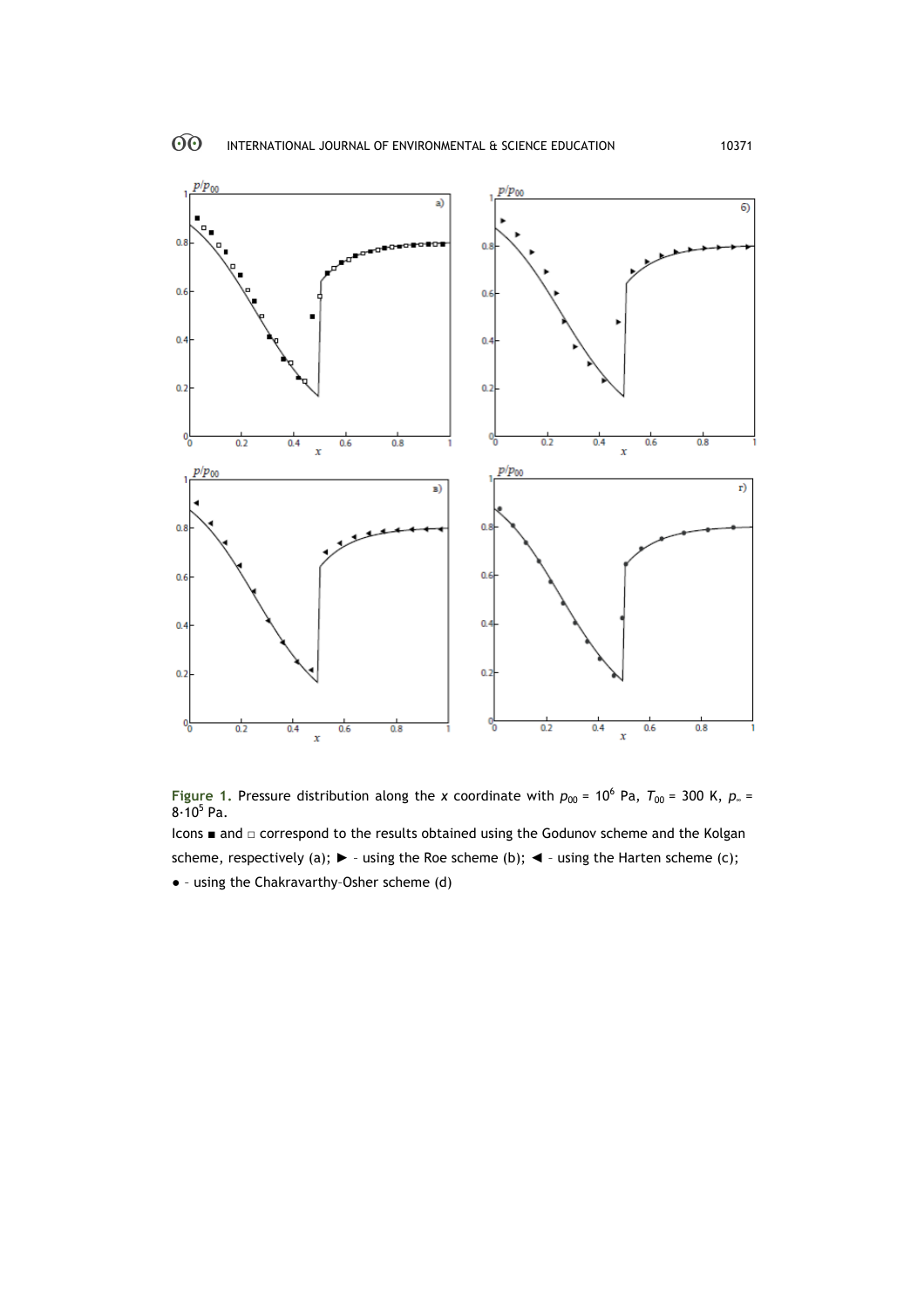Figure 1. Pressure distribution along the $x$ coordinate with $p_{00}$ = $10^6$ Pa, $T_{00}$ = 300 K, $p_\infty$ = $8{\cdot}10^5$ Pa.

Icons ■ and □ correspond to the results obtained using the Godunov scheme and the Kolgan scheme, respectively (a); ► – using the Roe scheme (b); ◄ – using the Harten scheme (c); ● – using the Chakravarthy–Osher scheme (d)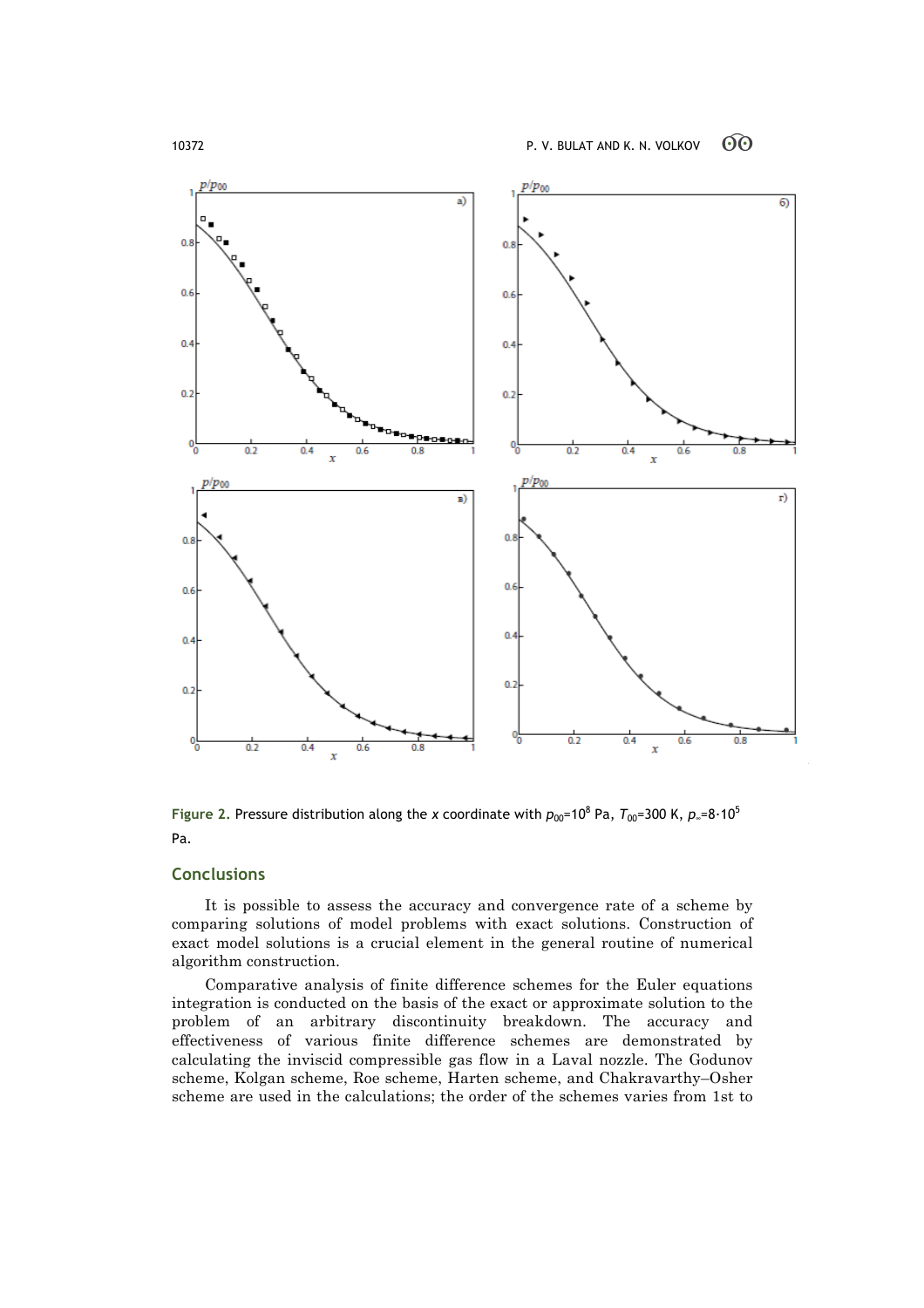**Figure 2.** Pressure distribution along the *x* coordinate with $p_{00}$=$10^8$ Pa, $T_{00}$=300 K, $p_{\infty}$=$8\cdot10^5$ Pa.

## Conclusions

It is possible to assess the accuracy and convergence rate of a scheme by comparing solutions of model problems with exact solutions. Construction of exact model solutions is a crucial element in the general routine of numerical algorithm construction.

Comparative analysis of finite difference schemes for the Euler equations integration is conducted on the basis of the exact or approximate solution to the problem of an arbitrary discontinuity breakdown. The accuracy and effectiveness of various finite difference schemes are demonstrated by calculating the inviscid compressible gas flow in a Laval nozzle. The Godunov scheme, Kolgan scheme, Roe scheme, Harten scheme, and Chakravarthy–Osher scheme are used in the calculations; the order of the schemes varies from 1st to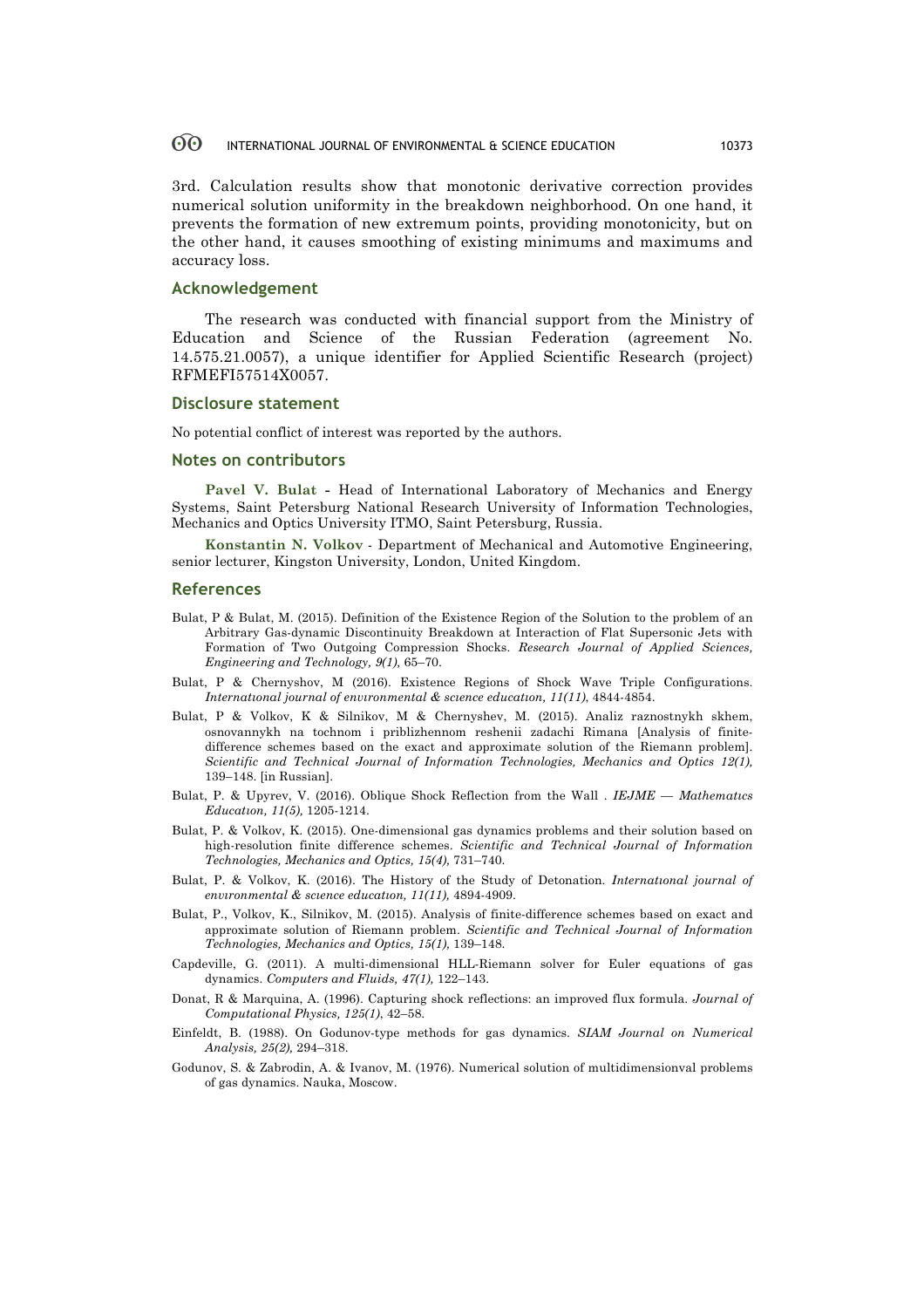3rd. Calculation results show that monotonic derivative correction provides numerical solution uniformity in the breakdown neighborhood. On one hand, it prevents the formation of new extremum points, providing monotonicity, but on the other hand, it causes smoothing of existing minimums and maximums and accuracy loss.

## Acknowledgement

The research was conducted with financial support from the Ministry of Education and Science of the Russian Federation (agreement No. 14.575.21.0057), a unique identifier for Applied Scientific Research (project) RFMEFI57514X0057.

## Disclosure statement

No potential conflict of interest was reported by the authors.

## Notes on contributors

**Pavel V. Bulat** - Head of International Laboratory of Mechanics and Energy Systems, Saint Petersburg National Research University of Information Technologies, Mechanics and Optics University ITMO, Saint Petersburg, Russia.

**Konstantin N. Volkov** - Department of Mechanical and Automotive Engineering, senior lecturer, Kingston University, London, United Kingdom.

## References

Bulat, P & Bulat, M. (2015). Definition of the Existence Region of the Solution to the problem of an Arbitrary Gas-dynamic Discontinuity Breakdown at Interaction of Flat Supersonic Jets with Formation of Two Outgoing Compression Shocks. *Research Journal of Applied Sciences, Engineering and Technology, 9(1),* 65–70.

Bulat, P & Chernyshov, M (2016). Existence Regions of Shock Wave Triple Configurations. *Internatıonal journal of envıronmental & scıence educatıon, 11(11),* 4844-4854.

Bulat, P & Volkov, K & Silnikov, M & Chernyshev, M. (2015). Analiz raznostnykh skhem, osnovannykh na tochnom i priblizhennom reshenii zadachi Rimana [Analysis of finite-difference schemes based on the exact and approximate solution of the Riemann problem]. *Scientific and Technical Journal of Information Technologies, Mechanics and Optics 12(1),* 139–148. [in Russian].

Bulat, P. & Upyrev, V. (2016). Oblique Shock Reflection from the Wall . *IEJME — Mathematıcs Educatıon, 11(5),* 1205-1214.

Bulat, P. & Volkov, K. (2015). One-dimensional gas dynamics problems and their solution based on high-resolution finite difference schemes. *Scientific and Technical Journal of Information Technologies, Mechanics and Optics, 15(4),* 731–740.

Bulat, P. & Volkov, K. (2016). The History of the Study of Detonation. *Internatıonal journal of envıronmental & scıence educatıon, 11(11),* 4894-4909.

Bulat, P., Volkov, K., Silnikov, M. (2015). Analysis of finite-difference schemes based on exact and approximate solution of Riemann problem. *Scientific and Technical Journal of Information Technologies, Mechanics and Optics, 15(1),* 139–148.

Capdeville, G. (2011). A multi-dimensional HLL-Riemann solver for Euler equations of gas dynamics. *Computers and Fluids, 47(1),* 122–143.

Donat, R & Marquina, A. (1996). Capturing shock reflections: an improved flux formula. *Journal of Computational Physics, 125(1)*, 42–58.

Einfeldt, B. (1988). On Godunov-type methods for gas dynamics. *SIAM Journal on Numerical Analysis, 25(2),* 294–318.

Godunov, S. & Zabrodin, A. & Ivanov, M. (1976). Numerical solution of multidimensionval problems of gas dynamics. Nauka, Moscow.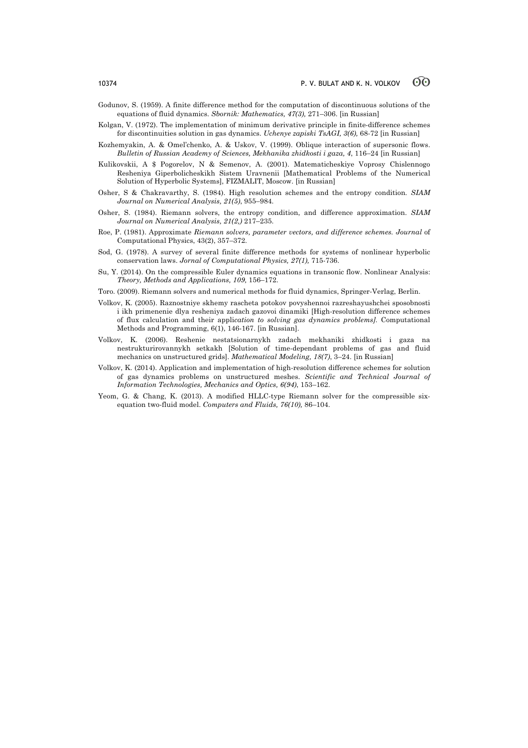Godunov, S. (1959). A finite difference method for the computation of discontinuous solutions of the equations of fluid dynamics. *Sbornik: Mathematics, 47(3),* 271–306. [in Russian]

Kolgan, V. (1972). The implementation of minimum derivative principle in finite-difference schemes for discontinuities solution in gas dynamics. *Uchenye zapiski TsAGI, 3(6),* 68-72 [in Russian]

Kozhemyakin, A. & Omel'chenko, A. & Uskov, V. (1999). Oblique interaction of supersonic flows. *Bulletin of Russian Academy of Sciences, Mekhanika zhidkosti i gaza, 4*, 116–24 [in Russian]

Kulikovskii, A $ Pogorelov, N & Semenov, A. (2001). Matematicheskiye Voprosy Chislennogo Resheniya Giperbolicheskikh Sistem Uravnenii [Mathematical Problems of the Numerical Solution of Hyperbolic Systems], FIZMALIT, Moscow. [in Russian]

Osher, S & Chakravarthy, S. (1984). High resolution schemes and the entropy condition. *SIAM Journal on Numerical Analysis, 21(5)*, 955–984.

Osher, S. (1984). Riemann solvers, the entropy condition, and difference approximation. *SIAM Journal on Numerical Analysis, 21(2,)* 217–235.

Roe, P. (1981). Approximate *Riemann solvers, parameter vectors, and difference schemes. Journal* of Computational Physics, 43(2), 357–372.

Sod, G. (1978). A survey of several finite difference methods for systems of nonlinear hyperbolic conservation laws. *Jornal of Computational Physics, 27(1),* 715-736.

Su, Y. (2014). On the compressible Euler dynamics equations in transonic flow. Nonlinear Analysis: *Theory, Methods and Applications, 109,* 156–172.

Toro. (2009). Riemann solvers and numerical methods for fluid dynamics, Springer-Verlag, Berlin.

Volkov, K. (2005). Raznostniye skhemy rascheta potokov povyshennoi razreshayushchei sposobnosti i ikh primenenie dlya resheniya zadach gazovoi dinamiki [High-resolution difference schemes of flux calculation and their applic*ation to solving gas dynamics problems].* Computational Methods and Programming, 6(1), 146-167. [in Russian].

Volkov, K. (2006). Reshenie nestatsionarnykh zadach mekhaniki zhidkosti i gaza na nestrukturirovannykh setkakh [Solution of time-dependant problems of gas and fluid mechanics on unstructured grids]. *Mathematical Modeling, 18(7)*, 3–24. [in Russian]

Volkov, K. (2014). Application and implementation of high-resolution difference schemes for solution of gas dynamics problems on unstructured meshes. *Scientific and Technical Journal of Information Technologies, Mechanics and Optics, 6(94)*, 153–162.

Yeom, G. & Chang, K. (2013). A modified HLLC-type Riemann solver for the compressible six-equation two-fluid model. *Computers and Fluids, 76(10),* 86–104.